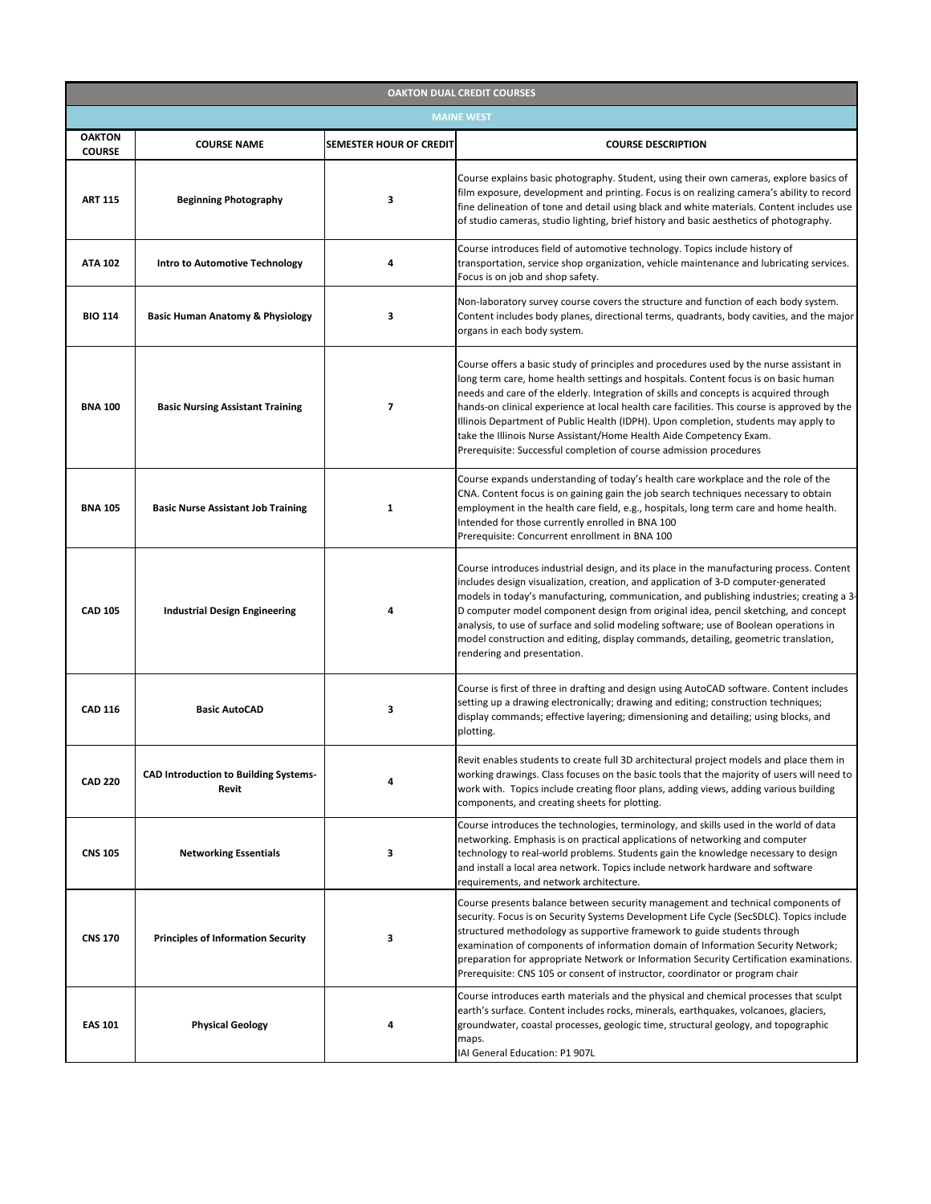| OAKTON DUAL CREDIT COURSES | | | |
|---|---|---|---|
| MAINE WEST | | | |
| **OAKTON COURSE** | **COURSE NAME** | **SEMESTER HOUR OF CREDIT** | **COURSE DESCRIPTION** |
| **ART 115** | **Beginning Photography** | **3** | Course explains basic photography. Student, using their own cameras, explore basics of film exposure, development and printing. Focus is on realizing camera's ability to record fine delineation of tone and detail using black and white materials. Content includes use of studio cameras, studio lighting, brief history and basic aesthetics of photography. |
| **ATA 102** | **Intro to Automotive Technology** | **4** | Course introduces field of automotive technology. Topics include history of transportation, service shop organization, vehicle maintenance and lubricating services. Focus is on job and shop safety. |
| **BIO 114** | **Basic Human Anatomy & Physiology** | **3** | Non-laboratory survey course covers the structure and function of each body system. Content includes body planes, directional terms, quadrants, body cavities, and the major organs in each body system. |
| **BNA 100** | **Basic Nursing Assistant Training** | **7** | Course offers a basic study of principles and procedures used by the nurse assistant in long term care, home health settings and hospitals. Content focus is on basic human needs and care of the elderly. Integration of skills and concepts is acquired through hands-on clinical experience at local health care facilities. This course is approved by the Illinois Department of Public Health (IDPH). Upon completion, students may apply to take the Illinois Nurse Assistant/Home Health Aide Competency Exam.<br>Prerequisite: Successful completion of course admission procedures |
| **BNA 105** | **Basic Nurse Assistant Job Training** | **1** | Course expands understanding of today's health care workplace and the role of the CNA. Content focus is on gaining gain the job search techniques necessary to obtain employment in the health care field, e.g., hospitals, long term care and home health. Intended for those currently enrolled in BNA 100<br>Prerequisite: Concurrent enrollment in BNA 100 |
| **CAD 105** | **Industrial Design Engineering** | **4** | Course introduces industrial design, and its place in the manufacturing process. Content includes design visualization, creation, and application of 3-D computer-generated models in today's manufacturing, communication, and publishing industries; creating a 3-D computer model component design from original idea, pencil sketching, and concept analysis, to use of surface and solid modeling software; use of Boolean operations in model construction and editing, display commands, detailing, geometric translation, rendering and presentation. |
| **CAD 116** | **Basic AutoCAD** | **3** | Course is first of three in drafting and design using AutoCAD software. Content includes setting up a drawing electronically; drawing and editing; construction techniques; display commands; effective layering; dimensioning and detailing; using blocks, and plotting. |
| **CAD 220** | **CAD Introduction to Building Systems-Revit** | **4** | Revit enables students to create full 3D architectural project models and place them in working drawings. Class focuses on the basic tools that the majority of users will need to work with. Topics include creating floor plans, adding views, adding various building components, and creating sheets for plotting. |
| **CNS 105** | **Networking Essentials** | **3** | Course introduces the technologies, terminology, and skills used in the world of data networking. Emphasis is on practical applications of networking and computer technology to real-world problems. Students gain the knowledge necessary to design and install a local area network. Topics include network hardware and software requirements, and network architecture. |
| **CNS 170** | **Principles of Information Security** | **3** | Course presents balance between security management and technical components of security. Focus is on Security Systems Development Life Cycle (SecSDLC). Topics include structured methodology as supportive framework to guide students through examination of components of information domain of Information Security Network; preparation for appropriate Network or Information Security Certification examinations.<br>Prerequisite: CNS 105 or consent of instructor, coordinator or program chair |
| **EAS 101** | **Physical Geology** | **4** | Course introduces earth materials and the physical and chemical processes that sculpt earth's surface. Content includes rocks, minerals, earthquakes, volcanoes, glaciers, groundwater, coastal processes, geologic time, structural geology, and topographic maps.<br>IAI General Education: P1 907L |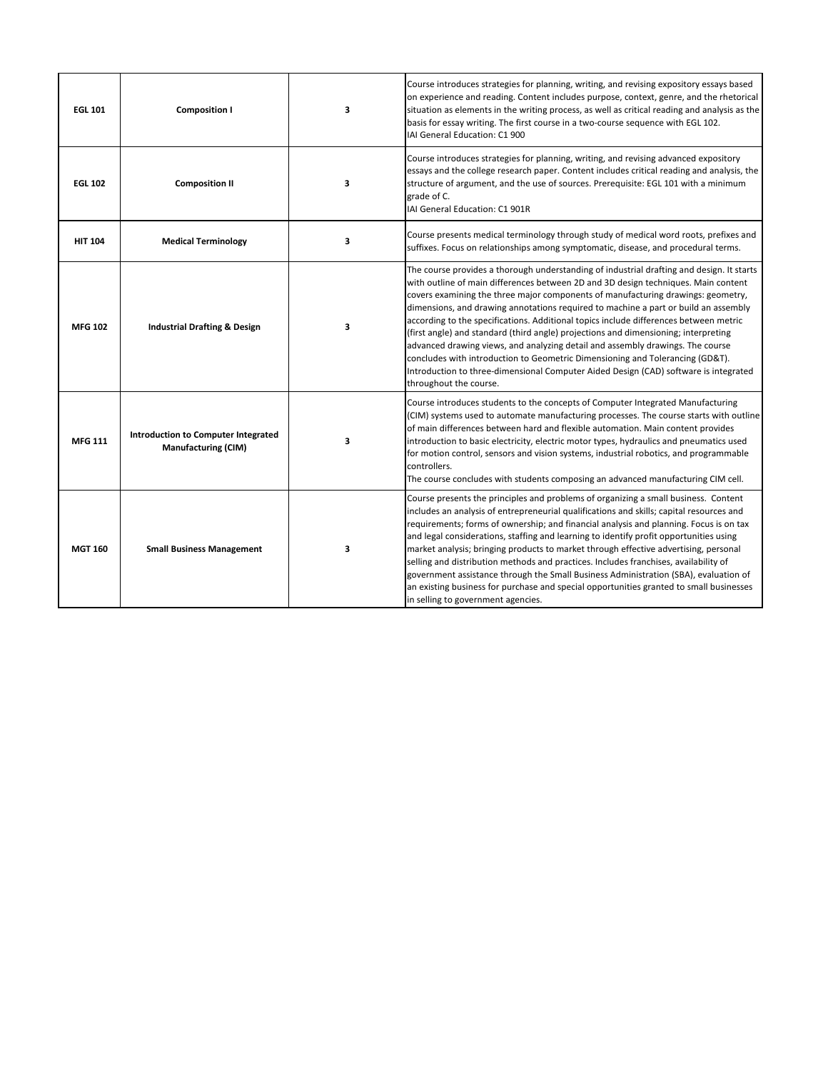| | | | |
|---|---|---|---|
| **EGL 101** | **Composition I** | **3** | Course introduces strategies for planning, writing, and revising expository essays based on experience and reading. Content includes purpose, context, genre, and the rhetorical situation as elements in the writing process, as well as critical reading and analysis as the basis for essay writing. The first course in a two-course sequence with EGL 102.<br>IAI General Education: C1 900 |
| **EGL 102** | **Composition II** | **3** | Course introduces strategies for planning, writing, and revising advanced expository essays and the college research paper. Content includes critical reading and analysis, the structure of argument, and the use of sources. Prerequisite: EGL 101 with a minimum grade of C.<br>IAI General Education: C1 901R |
| **HIT 104** | **Medical Terminology** | **3** | Course presents medical terminology through study of medical word roots, prefixes and suffixes. Focus on relationships among symptomatic, disease, and procedural terms. |
| **MFG 102** | **Industrial Drafting & Design** | **3** | The course provides a thorough understanding of industrial drafting and design. It starts with outline of main differences between 2D and 3D design techniques. Main content covers examining the three major components of manufacturing drawings: geometry, dimensions, and drawing annotations required to machine a part or build an assembly according to the specifications. Additional topics include differences between metric (first angle) and standard (third angle) projections and dimensioning; interpreting advanced drawing views, and analyzing detail and assembly drawings. The course concludes with introduction to Geometric Dimensioning and Tolerancing (GD&T). Introduction to three-dimensional Computer Aided Design (CAD) software is integrated throughout the course. |
| **MFG 111** | **Introduction to Computer Integrated Manufacturing (CIM)** | **3** | Course introduces students to the concepts of Computer Integrated Manufacturing (CIM) systems used to automate manufacturing processes. The course starts with outline of main differences between hard and flexible automation. Main content provides introduction to basic electricity, electric motor types, hydraulics and pneumatics used for motion control, sensors and vision systems, industrial robotics, and programmable controllers.<br>The course concludes with students composing an advanced manufacturing CIM cell. |
| **MGT 160** | **Small Business Management** | **3** | Course presents the principles and problems of organizing a small business. Content includes an analysis of entrepreneurial qualifications and skills; capital resources and requirements; forms of ownership; and financial analysis and planning. Focus is on tax and legal considerations, staffing and learning to identify profit opportunities using market analysis; bringing products to market through effective advertising, personal selling and distribution methods and practices. Includes franchises, availability of government assistance through the Small Business Administration (SBA), evaluation of an existing business for purchase and special opportunities granted to small businesses in selling to government agencies. |